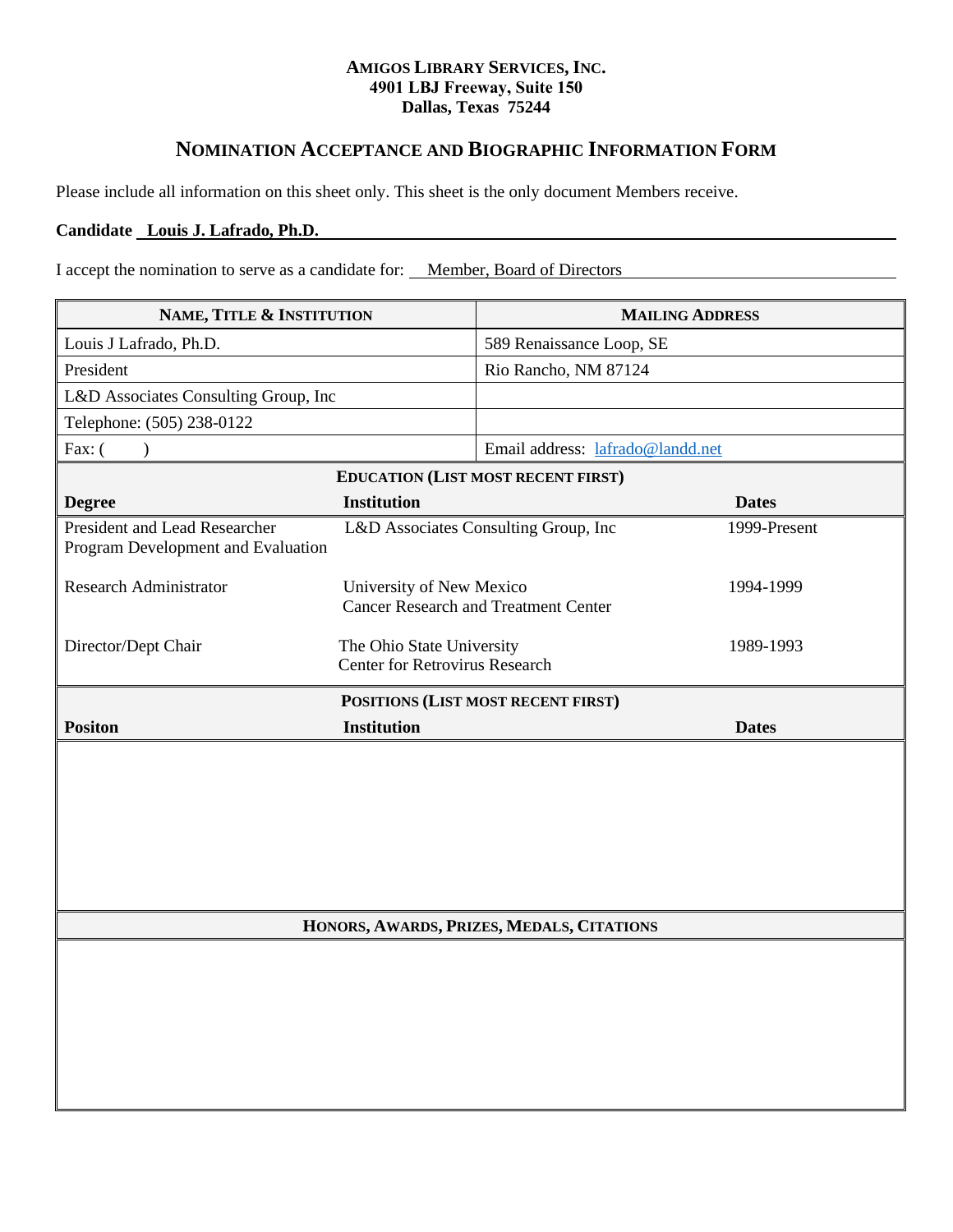**AMIGOS LIBRARY SERVICES, INC.**
**4901 LBJ Freeway, Suite 150**
**Dallas, Texas 75244**

# NOMINATION ACCEPTANCE AND BIOGRAPHIC INFORMATION FORM

Please include all information on this sheet only. This sheet is the only document Members receive.

**Candidate** **Louis J. Lafrado, Ph.D.**

I accept the nomination to serve as a candidate for: Member, Board of Directors

| NAME, TITLE & INSTITUTION | MAILING ADDRESS |
|---|---|
| Louis J Lafrado, Ph.D. | 589 Renaissance Loop, SE |
| President | Rio Rancho, NM 87124 |
| L&D Associates Consulting Group, Inc | |
| Telephone: (505) 238-0122 | |
| Fax: ( ) | Email address: lafrado@landd.net |

**EDUCATION (LIST MOST RECENT FIRST)**

| Degree | Institution | Dates |
|---|---|---|
| President and Lead Researcher Program Development and Evaluation | L&D Associates Consulting Group, Inc | 1999-Present |
| Research Administrator | University of New Mexico Cancer Research and Treatment Center | 1994-1999 |
| Director/Dept Chair | The Ohio State University Center for Retrovirus Research | 1989-1993 |

**POSITIONS (LIST MOST RECENT FIRST)**

| Positon | Institution | Dates |
|---|---|---|
| | | |

**HONORS, AWARDS, PRIZES, MEDALS, CITATIONS**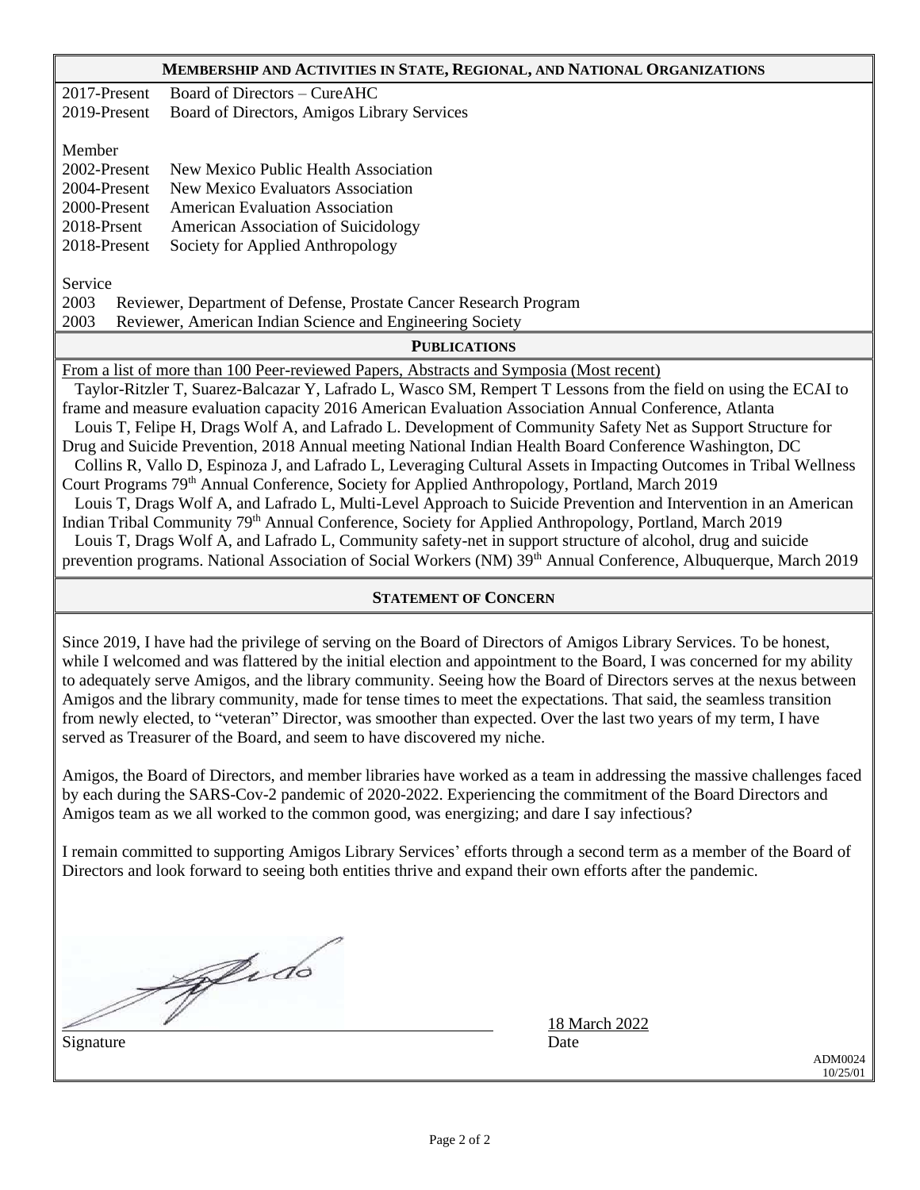## Membership and Activities in State, Regional, and National Organizations

2017-Present Board of Directors – CureAHC
2019-Present Board of Directors, Amigos Library Services

Member
2002-Present New Mexico Public Health Association
2004-Present New Mexico Evaluators Association
2000-Present American Evaluation Association
2018-Prsent American Association of Suicidology
2018-Present Society for Applied Anthropology

Service
2003 Reviewer, Department of Defense, Prostate Cancer Research Program
2003 Reviewer, American Indian Science and Engineering Society

## Publications

From a list of more than 100 Peer-reviewed Papers, Abstracts and Symposia (Most recent)

Taylor-Ritzler T, Suarez-Balcazar Y, Lafrado L, Wasco SM, Rempert T Lessons from the field on using the ECAI to frame and measure evaluation capacity 2016 American Evaluation Association Annual Conference, Atlanta

Louis T, Felipe H, Drags Wolf A, and Lafrado L. Development of Community Safety Net as Support Structure for Drug and Suicide Prevention, 2018 Annual meeting National Indian Health Board Conference Washington, DC

Collins R, Vallo D, Espinoza J, and Lafrado L, Leveraging Cultural Assets in Impacting Outcomes in Tribal Wellness Court Programs 79th Annual Conference, Society for Applied Anthropology, Portland, March 2019

Louis T, Drags Wolf A, and Lafrado L, Multi-Level Approach to Suicide Prevention and Intervention in an American Indian Tribal Community 79th Annual Conference, Society for Applied Anthropology, Portland, March 2019

Louis T, Drags Wolf A, and Lafrado L, Community safety-net in support structure of alcohol, drug and suicide prevention programs. National Association of Social Workers (NM) 39th Annual Conference, Albuquerque, March 2019

## Statement of Concern

Since 2019, I have had the privilege of serving on the Board of Directors of Amigos Library Services. To be honest, while I welcomed and was flattered by the initial election and appointment to the Board, I was concerned for my ability to adequately serve Amigos, and the library community. Seeing how the Board of Directors serves at the nexus between Amigos and the library community, made for tense times to meet the expectations. That said, the seamless transition from newly elected, to "veteran" Director, was smoother than expected. Over the last two years of my term, I have served as Treasurer of the Board, and seem to have discovered my niche.

Amigos, the Board of Directors, and member libraries have worked as a team in addressing the massive challenges faced by each during the SARS-Cov-2 pandemic of 2020-2022. Experiencing the commitment of the Board Directors and Amigos team as we all worked to the common good, was energizing; and dare I say infectious?

I remain committed to supporting Amigos Library Services' efforts through a second term as a member of the Board of Directors and look forward to seeing both entities thrive and expand their own efforts after the pandemic.

Signature

18 March 2022
Date

ADM0024
10/25/01